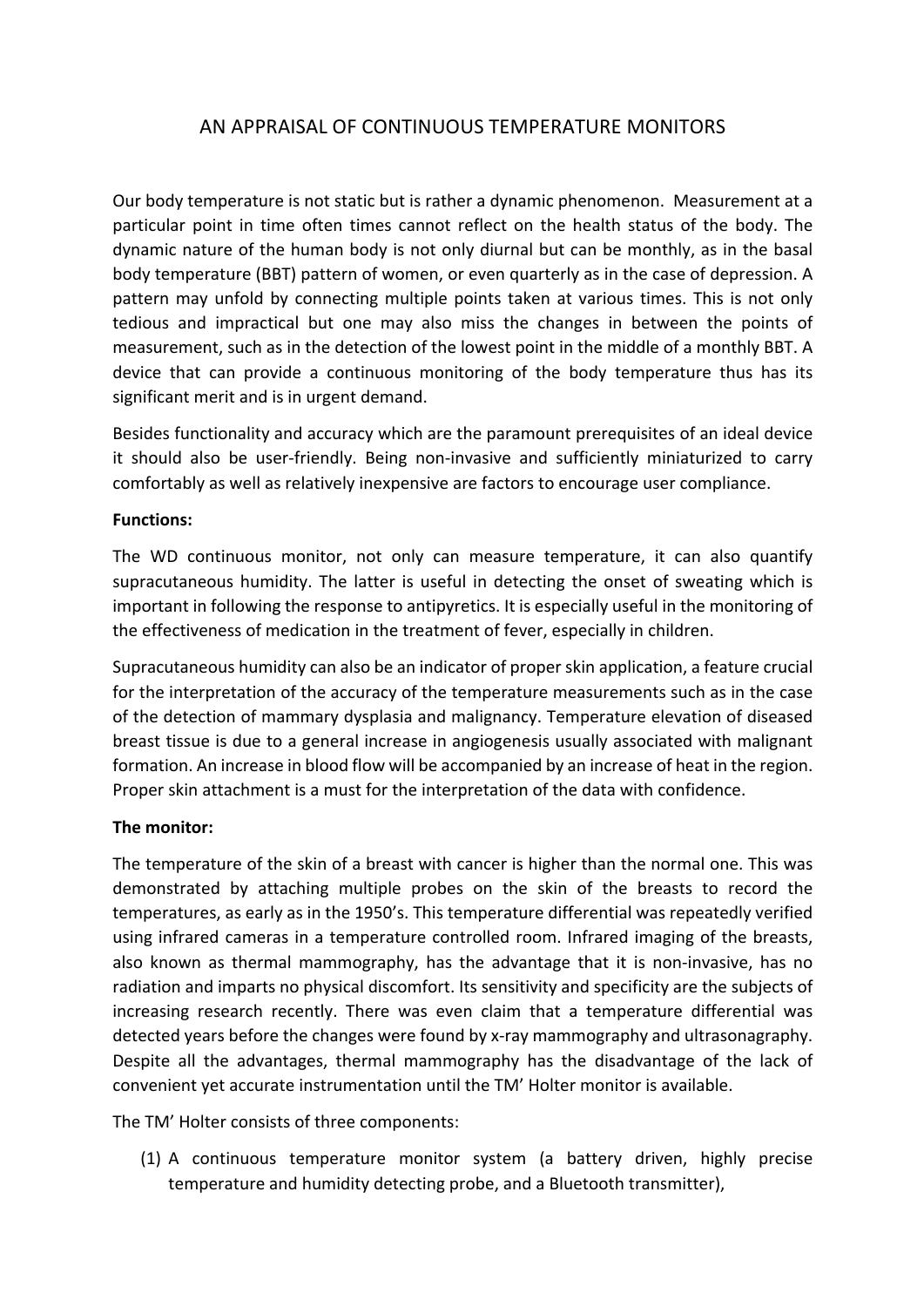# AN APPRAISAL OF CONTINUOUS TEMPERATURE MONITORS

Our body temperature is not static but is rather a dynamic phenomenon. Measurement at a particular point in time often times cannot reflect on the health status of the body. The dynamic nature of the human body is not only diurnal but can be monthly, as in the basal body temperature (BBT) pattern of women, or even quarterly as in the case of depression. A pattern may unfold by connecting multiple points taken at various times. This is not only tedious and impractical but one may also miss the changes in between the points of measurement, such as in the detection of the lowest point in the middle of a monthly BBT. A device that can provide a continuous monitoring of the body temperature thus has its significant merit and is in urgent demand.

Besides functionality and accuracy which are the paramount prerequisites of an ideal device it should also be user-friendly. Being non-invasive and sufficiently miniaturized to carry comfortably as well as relatively inexpensive are factors to encourage user compliance.

**Functions:**

The WD continuous monitor, not only can measure temperature, it can also quantify supracutaneous humidity. The latter is useful in detecting the onset of sweating which is important in following the response to antipyretics. It is especially useful in the monitoring of the effectiveness of medication in the treatment of fever, especially in children.

Supracutaneous humidity can also be an indicator of proper skin application, a feature crucial for the interpretation of the accuracy of the temperature measurements such as in the case of the detection of mammary dysplasia and malignancy. Temperature elevation of diseased breast tissue is due to a general increase in angiogenesis usually associated with malignant formation. An increase in blood flow will be accompanied by an increase of heat in the region. Proper skin attachment is a must for the interpretation of the data with confidence.

**The monitor:**

The temperature of the skin of a breast with cancer is higher than the normal one. This was demonstrated by attaching multiple probes on the skin of the breasts to record the temperatures, as early as in the 1950's. This temperature differential was repeatedly verified using infrared cameras in a temperature controlled room. Infrared imaging of the breasts, also known as thermal mammography, has the advantage that it is non-invasive, has no radiation and imparts no physical discomfort. Its sensitivity and specificity are the subjects of increasing research recently. There was even claim that a temperature differential was detected years before the changes were found by x-ray mammography and ultrasonagraphy. Despite all the advantages, thermal mammography has the disadvantage of the lack of convenient yet accurate instrumentation until the TM' Holter monitor is available.

The TM' Holter consists of three components:

(1) A continuous temperature monitor system (a battery driven, highly precise temperature and humidity detecting probe, and a Bluetooth transmitter),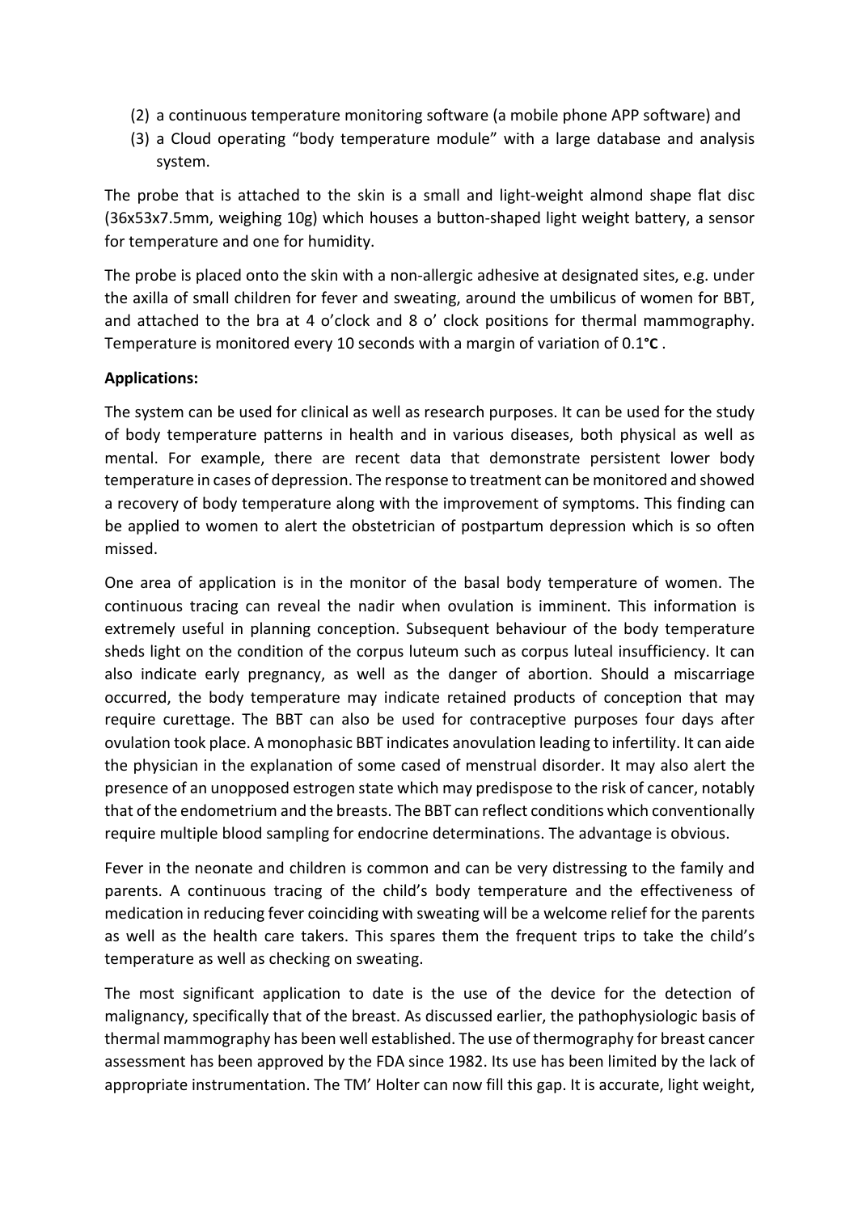(2) a continuous temperature monitoring software (a mobile phone APP software) and
(3) a Cloud operating "body temperature module" with a large database and analysis system.

The probe that is attached to the skin is a small and light-weight almond shape flat disc (36x53x7.5mm, weighing 10g) which houses a button-shaped light weight battery, a sensor for temperature and one for humidity.

The probe is placed onto the skin with a non-allergic adhesive at designated sites, e.g. under the axilla of small children for fever and sweating, around the umbilicus of women for BBT, and attached to the bra at 4 o'clock and 8 o' clock positions for thermal mammography. Temperature is monitored every 10 seconds with a margin of variation of 0.1°C .

**Applications:**

The system can be used for clinical as well as research purposes. It can be used for the study of body temperature patterns in health and in various diseases, both physical as well as mental. For example, there are recent data that demonstrate persistent lower body temperature in cases of depression. The response to treatment can be monitored and showed a recovery of body temperature along with the improvement of symptoms. This finding can be applied to women to alert the obstetrician of postpartum depression which is so often missed.

One area of application is in the monitor of the basal body temperature of women. The continuous tracing can reveal the nadir when ovulation is imminent. This information is extremely useful in planning conception. Subsequent behaviour of the body temperature sheds light on the condition of the corpus luteum such as corpus luteal insufficiency. It can also indicate early pregnancy, as well as the danger of abortion. Should a miscarriage occurred, the body temperature may indicate retained products of conception that may require curettage. The BBT can also be used for contraceptive purposes four days after ovulation took place. A monophasic BBT indicates anovulation leading to infertility. It can aide the physician in the explanation of some cased of menstrual disorder. It may also alert the presence of an unopposed estrogen state which may predispose to the risk of cancer, notably that of the endometrium and the breasts. The BBT can reflect conditions which conventionally require multiple blood sampling for endocrine determinations. The advantage is obvious.

Fever in the neonate and children is common and can be very distressing to the family and parents. A continuous tracing of the child's body temperature and the effectiveness of medication in reducing fever coinciding with sweating will be a welcome relief for the parents as well as the health care takers. This spares them the frequent trips to take the child's temperature as well as checking on sweating.

The most significant application to date is the use of the device for the detection of malignancy, specifically that of the breast. As discussed earlier, the pathophysiologic basis of thermal mammography has been well established. The use of thermography for breast cancer assessment has been approved by the FDA since 1982. Its use has been limited by the lack of appropriate instrumentation. The TM' Holter can now fill this gap. It is accurate, light weight,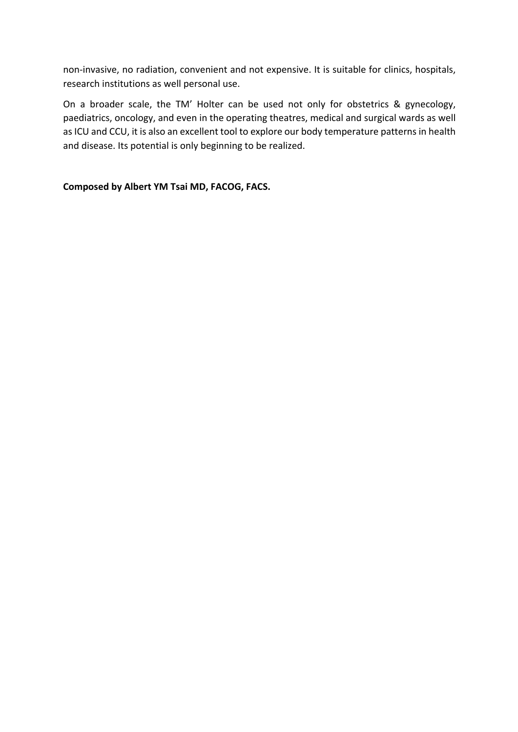non-invasive, no radiation, convenient and not expensive. It is suitable for clinics, hospitals, research institutions as well personal use.

On a broader scale, the TM' Holter can be used not only for obstetrics & gynecology, paediatrics, oncology, and even in the operating theatres, medical and surgical wards as well as ICU and CCU, it is also an excellent tool to explore our body temperature patterns in health and disease. Its potential is only beginning to be realized.

**Composed by Albert YM Tsai MD, FACOG, FACS.**